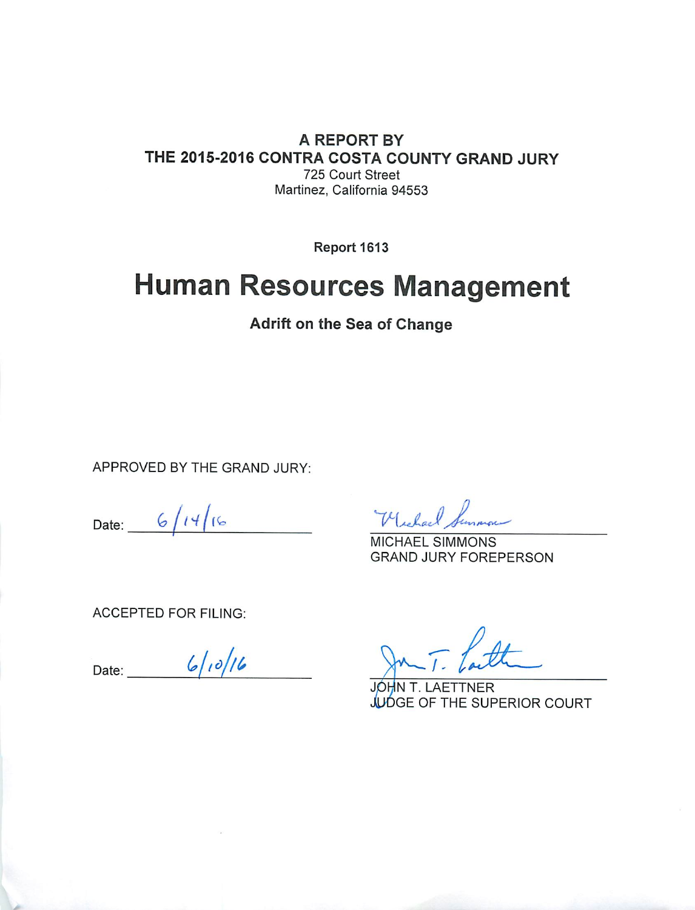**A REPORT BY**
**THE 2015-2016 CONTRA COSTA COUNTY GRAND JURY**
725 Court Street
Martinez, California 94553

**Report 1613**

# Human Resources Management

**Adrift on the Sea of Change**

APPROVED BY THE GRAND JURY:

Date: 6/14/16

MICHAEL SIMMONS
GRAND JURY FOREPERSON

ACCEPTED FOR FILING:

Date: 6/10/16

JOHN T. LAETTNER
JUDGE OF THE SUPERIOR COURT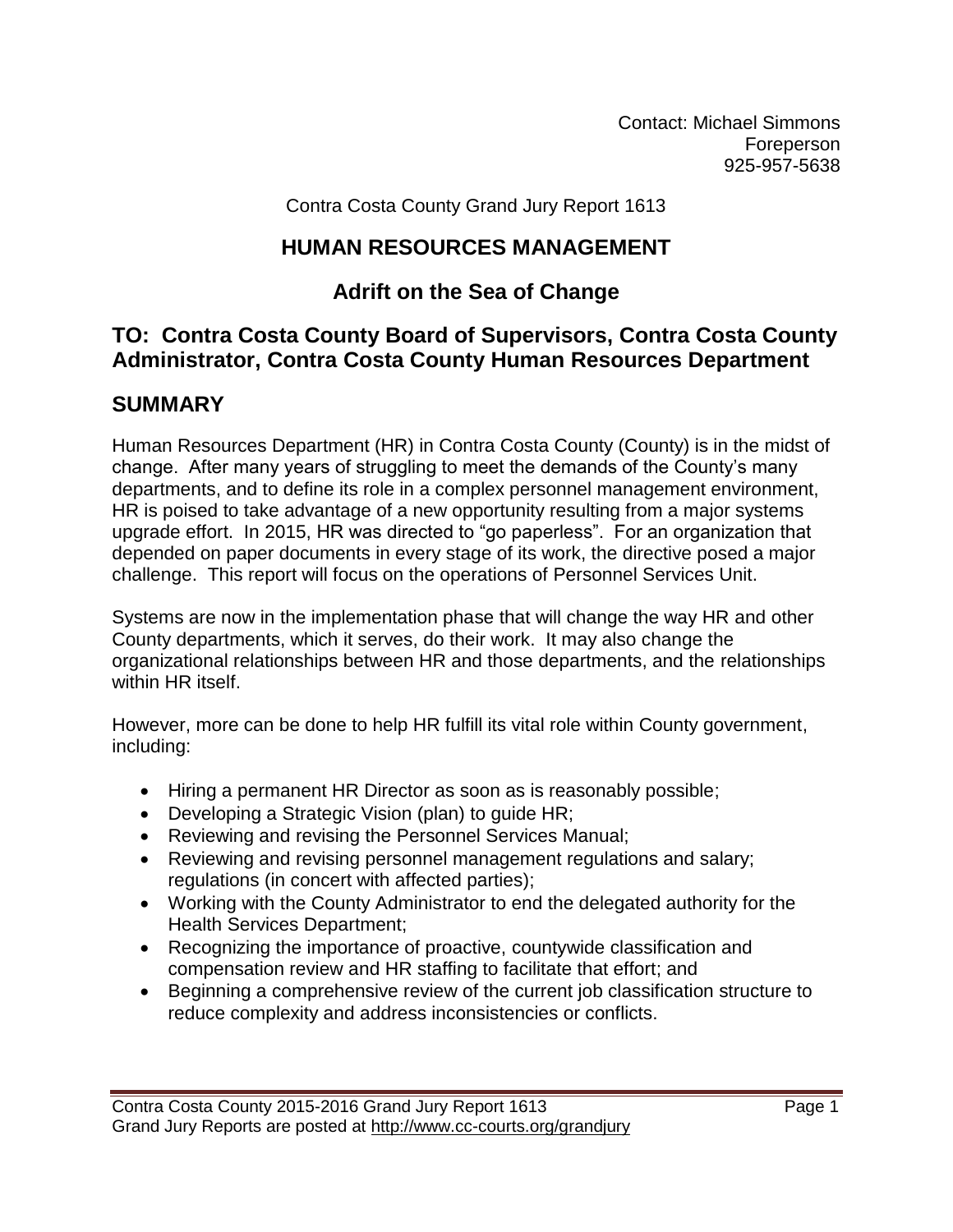Contact: Michael Simmons
Foreperson
925-957-5638

Contra Costa County Grand Jury Report 1613

# HUMAN RESOURCES MANAGEMENT

## Adrift on the Sea of Change

## TO: Contra Costa County Board of Supervisors, Contra Costa County Administrator, Contra Costa County Human Resources Department

## SUMMARY

Human Resources Department (HR) in Contra Costa County (County) is in the midst of change. After many years of struggling to meet the demands of the County's many departments, and to define its role in a complex personnel management environment, HR is poised to take advantage of a new opportunity resulting from a major systems upgrade effort. In 2015, HR was directed to "go paperless". For an organization that depended on paper documents in every stage of its work, the directive posed a major challenge. This report will focus on the operations of Personnel Services Unit.

Systems are now in the implementation phase that will change the way HR and other County departments, which it serves, do their work. It may also change the organizational relationships between HR and those departments, and the relationships within HR itself.

However, more can be done to help HR fulfill its vital role within County government, including:

- Hiring a permanent HR Director as soon as is reasonably possible;
- Developing a Strategic Vision (plan) to guide HR;
- Reviewing and revising the Personnel Services Manual;
- Reviewing and revising personnel management regulations and salary; regulations (in concert with affected parties);
- Working with the County Administrator to end the delegated authority for the Health Services Department;
- Recognizing the importance of proactive, countywide classification and compensation review and HR staffing to facilitate that effort; and
- Beginning a comprehensive review of the current job classification structure to reduce complexity and address inconsistencies or conflicts.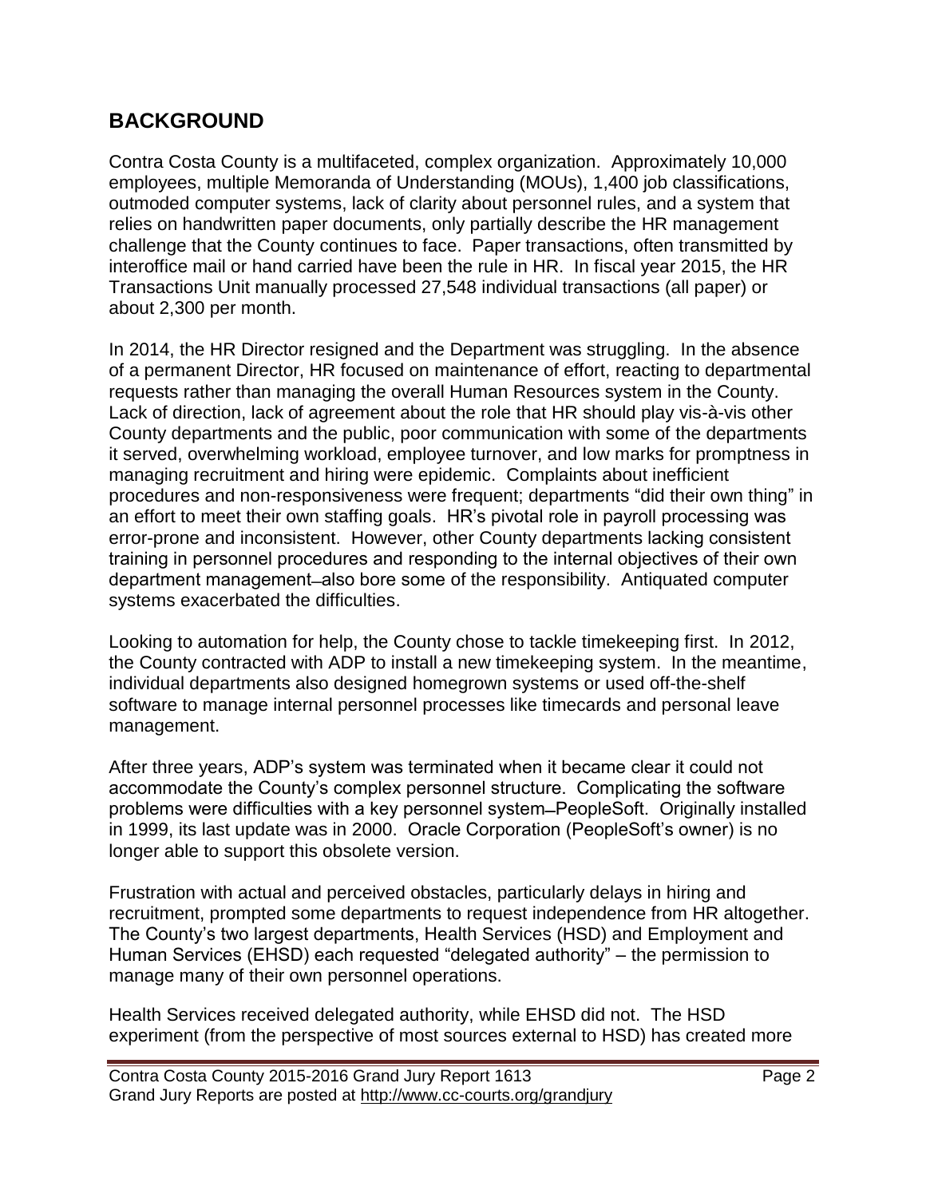## BACKGROUND

Contra Costa County is a multifaceted, complex organization. Approximately 10,000 employees, multiple Memoranda of Understanding (MOUs), 1,400 job classifications, outmoded computer systems, lack of clarity about personnel rules, and a system that relies on handwritten paper documents, only partially describe the HR management challenge that the County continues to face. Paper transactions, often transmitted by interoffice mail or hand carried have been the rule in HR. In fiscal year 2015, the HR Transactions Unit manually processed 27,548 individual transactions (all paper) or about 2,300 per month.

In 2014, the HR Director resigned and the Department was struggling. In the absence of a permanent Director, HR focused on maintenance of effort, reacting to departmental requests rather than managing the overall Human Resources system in the County. Lack of direction, lack of agreement about the role that HR should play vis-à-vis other County departments and the public, poor communication with some of the departments it served, overwhelming workload, employee turnover, and low marks for promptness in managing recruitment and hiring were epidemic. Complaints about inefficient procedures and non-responsiveness were frequent; departments "did their own thing" in an effort to meet their own staffing goals. HR's pivotal role in payroll processing was error-prone and inconsistent. However, other County departments lacking consistent training in personnel procedures and responding to the internal objectives of their own department management—also bore some of the responsibility. Antiquated computer systems exacerbated the difficulties.

Looking to automation for help, the County chose to tackle timekeeping first. In 2012, the County contracted with ADP to install a new timekeeping system. In the meantime, individual departments also designed homegrown systems or used off-the-shelf software to manage internal personnel processes like timecards and personal leave management.

After three years, ADP's system was terminated when it became clear it could not accommodate the County's complex personnel structure. Complicating the software problems were difficulties with a key personnel system—PeopleSoft. Originally installed in 1999, its last update was in 2000. Oracle Corporation (PeopleSoft's owner) is no longer able to support this obsolete version.

Frustration with actual and perceived obstacles, particularly delays in hiring and recruitment, prompted some departments to request independence from HR altogether. The County's two largest departments, Health Services (HSD) and Employment and Human Services (EHSD) each requested "delegated authority" – the permission to manage many of their own personnel operations.

Health Services received delegated authority, while EHSD did not. The HSD experiment (from the perspective of most sources external to HSD) has created more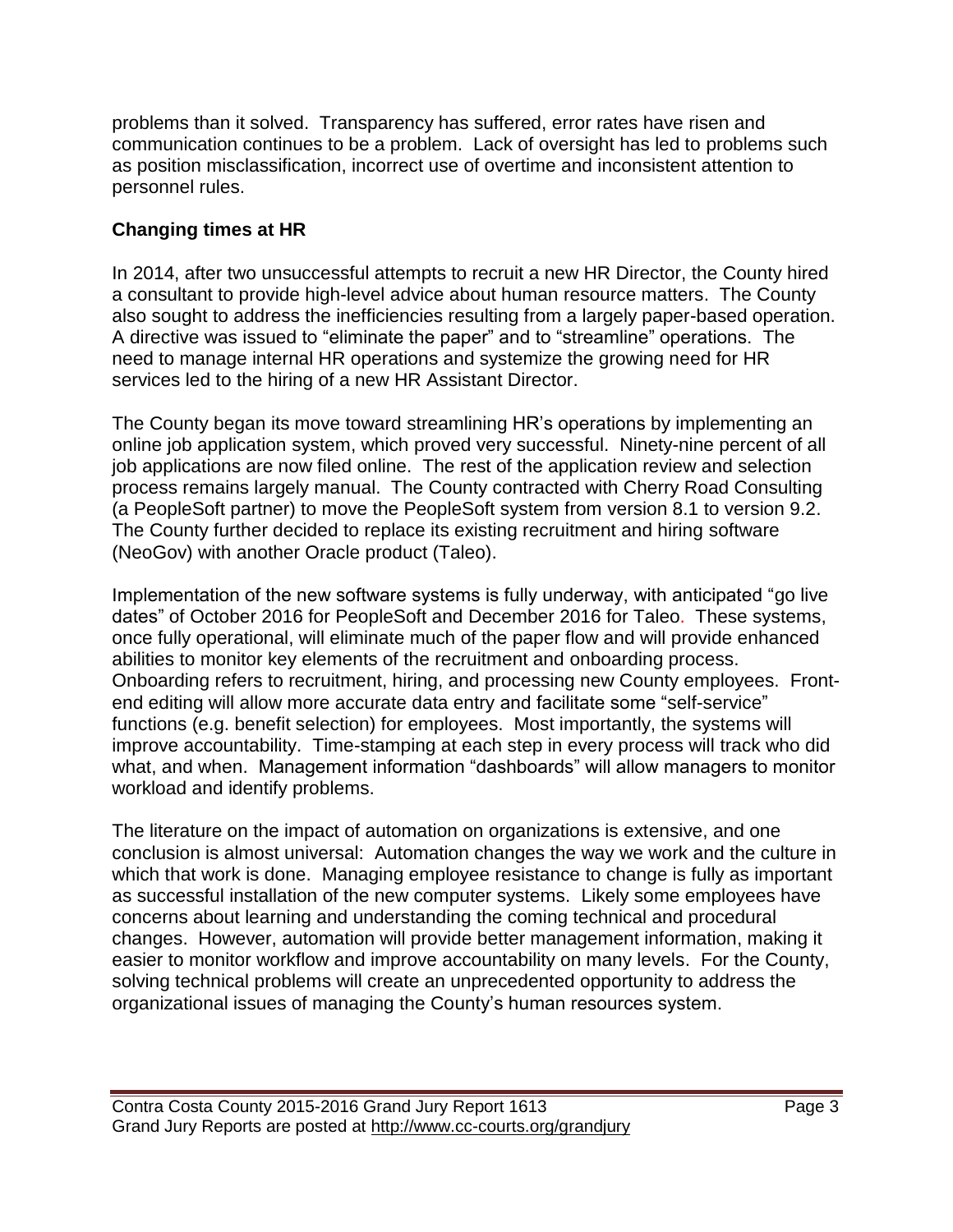problems than it solved. Transparency has suffered, error rates have risen and communication continues to be a problem. Lack of oversight has led to problems such as position misclassification, incorrect use of overtime and inconsistent attention to personnel rules.

### Changing times at HR

In 2014, after two unsuccessful attempts to recruit a new HR Director, the County hired a consultant to provide high-level advice about human resource matters. The County also sought to address the inefficiencies resulting from a largely paper-based operation. A directive was issued to "eliminate the paper" and to "streamline" operations. The need to manage internal HR operations and systemize the growing need for HR services led to the hiring of a new HR Assistant Director.

The County began its move toward streamlining HR's operations by implementing an online job application system, which proved very successful. Ninety-nine percent of all job applications are now filed online. The rest of the application review and selection process remains largely manual. The County contracted with Cherry Road Consulting (a PeopleSoft partner) to move the PeopleSoft system from version 8.1 to version 9.2. The County further decided to replace its existing recruitment and hiring software (NeoGov) with another Oracle product (Taleo).

Implementation of the new software systems is fully underway, with anticipated "go live dates" of October 2016 for PeopleSoft and December 2016 for Taleo. These systems, once fully operational, will eliminate much of the paper flow and will provide enhanced abilities to monitor key elements of the recruitment and onboarding process. Onboarding refers to recruitment, hiring, and processing new County employees. Front-end editing will allow more accurate data entry and facilitate some "self-service" functions (e.g. benefit selection) for employees. Most importantly, the systems will improve accountability. Time-stamping at each step in every process will track who did what, and when. Management information "dashboards" will allow managers to monitor workload and identify problems.

The literature on the impact of automation on organizations is extensive, and one conclusion is almost universal: Automation changes the way we work and the culture in which that work is done. Managing employee resistance to change is fully as important as successful installation of the new computer systems. Likely some employees have concerns about learning and understanding the coming technical and procedural changes. However, automation will provide better management information, making it easier to monitor workflow and improve accountability on many levels. For the County, solving technical problems will create an unprecedented opportunity to address the organizational issues of managing the County's human resources system.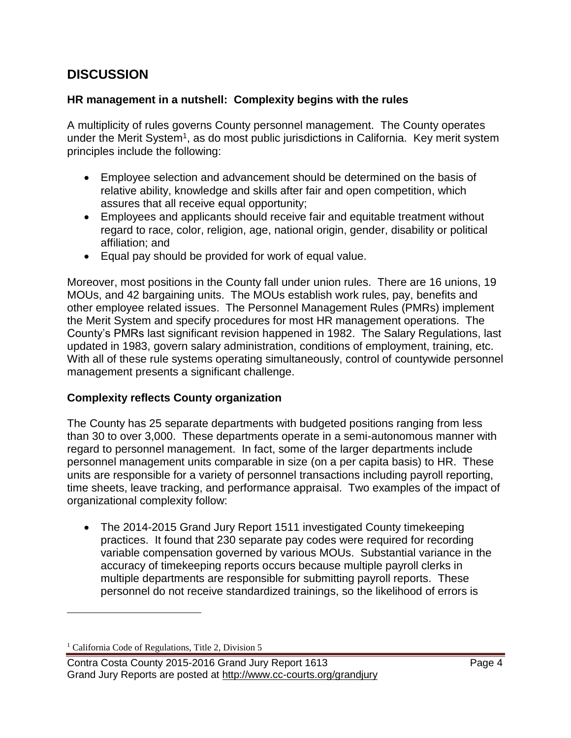## DISCUSSION

### HR management in a nutshell: Complexity begins with the rules

A multiplicity of rules governs County personnel management. The County operates under the Merit System[1], as do most public jurisdictions in California. Key merit system principles include the following:

- Employee selection and advancement should be determined on the basis of relative ability, knowledge and skills after fair and open competition, which assures that all receive equal opportunity;
- Employees and applicants should receive fair and equitable treatment without regard to race, color, religion, age, national origin, gender, disability or political affiliation; and
- Equal pay should be provided for work of equal value.

Moreover, most positions in the County fall under union rules. There are 16 unions, 19 MOUs, and 42 bargaining units. The MOUs establish work rules, pay, benefits and other employee related issues. The Personnel Management Rules (PMRs) implement the Merit System and specify procedures for most HR management operations. The County's PMRs last significant revision happened in 1982. The Salary Regulations, last updated in 1983, govern salary administration, conditions of employment, training, etc. With all of these rule systems operating simultaneously, control of countywide personnel management presents a significant challenge.

### Complexity reflects County organization

The County has 25 separate departments with budgeted positions ranging from less than 30 to over 3,000. These departments operate in a semi-autonomous manner with regard to personnel management. In fact, some of the larger departments include personnel management units comparable in size (on a per capita basis) to HR. These units are responsible for a variety of personnel transactions including payroll reporting, time sheets, leave tracking, and performance appraisal. Two examples of the impact of organizational complexity follow:

- The 2014-2015 Grand Jury Report 1511 investigated County timekeeping practices. It found that 230 separate pay codes were required for recording variable compensation governed by various MOUs. Substantial variance in the accuracy of timekeeping reports occurs because multiple payroll clerks in multiple departments are responsible for submitting payroll reports. These personnel do not receive standardized trainings, so the likelihood of errors is

[1] California Code of Regulations, Title 2, Division 5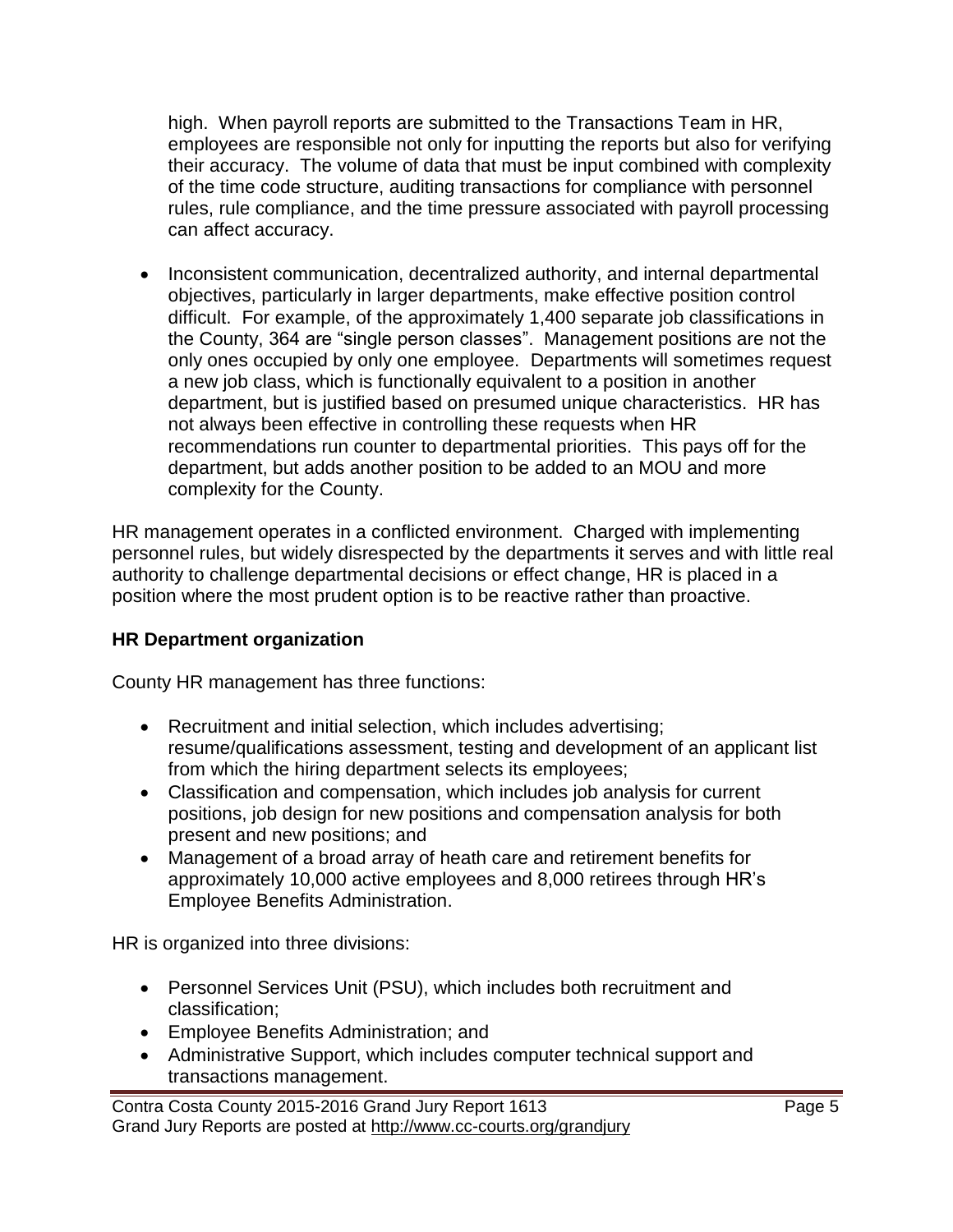high. When payroll reports are submitted to the Transactions Team in HR, employees are responsible not only for inputting the reports but also for verifying their accuracy. The volume of data that must be input combined with complexity of the time code structure, auditing transactions for compliance with personnel rules, rule compliance, and the time pressure associated with payroll processing can affect accuracy.

- Inconsistent communication, decentralized authority, and internal departmental objectives, particularly in larger departments, make effective position control difficult. For example, of the approximately 1,400 separate job classifications in the County, 364 are "single person classes". Management positions are not the only ones occupied by only one employee. Departments will sometimes request a new job class, which is functionally equivalent to a position in another department, but is justified based on presumed unique characteristics. HR has not always been effective in controlling these requests when HR recommendations run counter to departmental priorities. This pays off for the department, but adds another position to be added to an MOU and more complexity for the County.

HR management operates in a conflicted environment. Charged with implementing personnel rules, but widely disrespected by the departments it serves and with little real authority to challenge departmental decisions or effect change, HR is placed in a position where the most prudent option is to be reactive rather than proactive.

**HR Department organization**

County HR management has three functions:

- Recruitment and initial selection, which includes advertising; resume/qualifications assessment, testing and development of an applicant list from which the hiring department selects its employees;
- Classification and compensation, which includes job analysis for current positions, job design for new positions and compensation analysis for both present and new positions; and
- Management of a broad array of heath care and retirement benefits for approximately 10,000 active employees and 8,000 retirees through HR's Employee Benefits Administration.

HR is organized into three divisions:

- Personnel Services Unit (PSU), which includes both recruitment and classification;
- Employee Benefits Administration; and
- Administrative Support, which includes computer technical support and transactions management.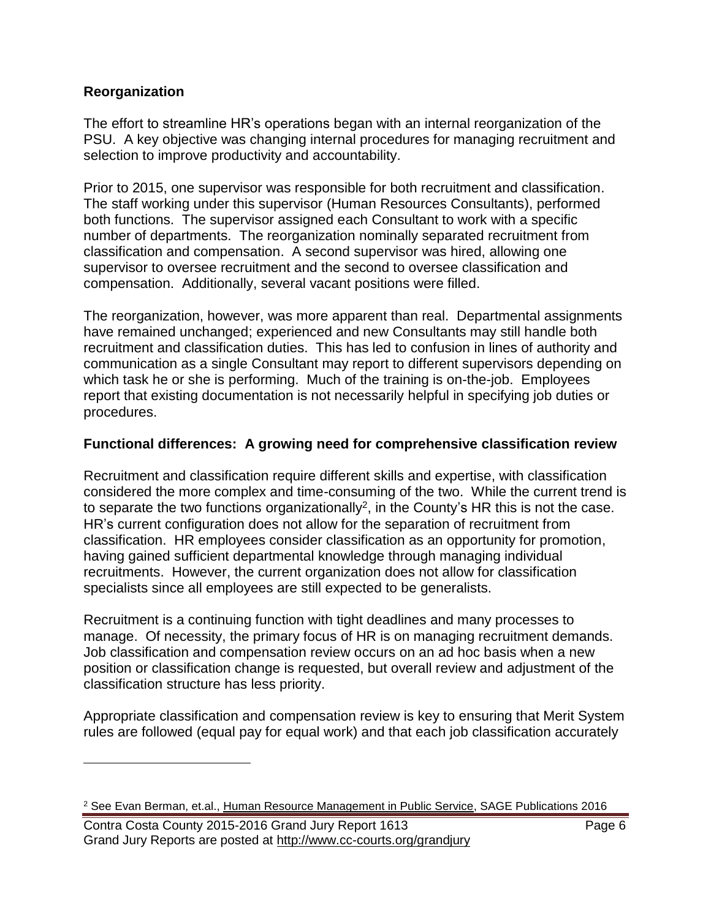**Reorganization**

The effort to streamline HR's operations began with an internal reorganization of the PSU. A key objective was changing internal procedures for managing recruitment and selection to improve productivity and accountability.

Prior to 2015, one supervisor was responsible for both recruitment and classification. The staff working under this supervisor (Human Resources Consultants), performed both functions. The supervisor assigned each Consultant to work with a specific number of departments. The reorganization nominally separated recruitment from classification and compensation. A second supervisor was hired, allowing one supervisor to oversee recruitment and the second to oversee classification and compensation. Additionally, several vacant positions were filled.

The reorganization, however, was more apparent than real. Departmental assignments have remained unchanged; experienced and new Consultants may still handle both recruitment and classification duties. This has led to confusion in lines of authority and communication as a single Consultant may report to different supervisors depending on which task he or she is performing. Much of the training is on-the-job. Employees report that existing documentation is not necessarily helpful in specifying job duties or procedures.

**Functional differences: A growing need for comprehensive classification review**

Recruitment and classification require different skills and expertise, with classification considered the more complex and time-consuming of the two. While the current trend is to separate the two functions organizationally[2], in the County's HR this is not the case. HR's current configuration does not allow for the separation of recruitment from classification. HR employees consider classification as an opportunity for promotion, having gained sufficient departmental knowledge through managing individual recruitments. However, the current organization does not allow for classification specialists since all employees are still expected to be generalists.

Recruitment is a continuing function with tight deadlines and many processes to manage. Of necessity, the primary focus of HR is on managing recruitment demands. Job classification and compensation review occurs on an ad hoc basis when a new position or classification change is requested, but overall review and adjustment of the classification structure has less priority.

Appropriate classification and compensation review is key to ensuring that Merit System rules are followed (equal pay for equal work) and that each job classification accurately

---

[2] See Evan Berman, et.al., Human Resource Management in Public Service, SAGE Publications 2016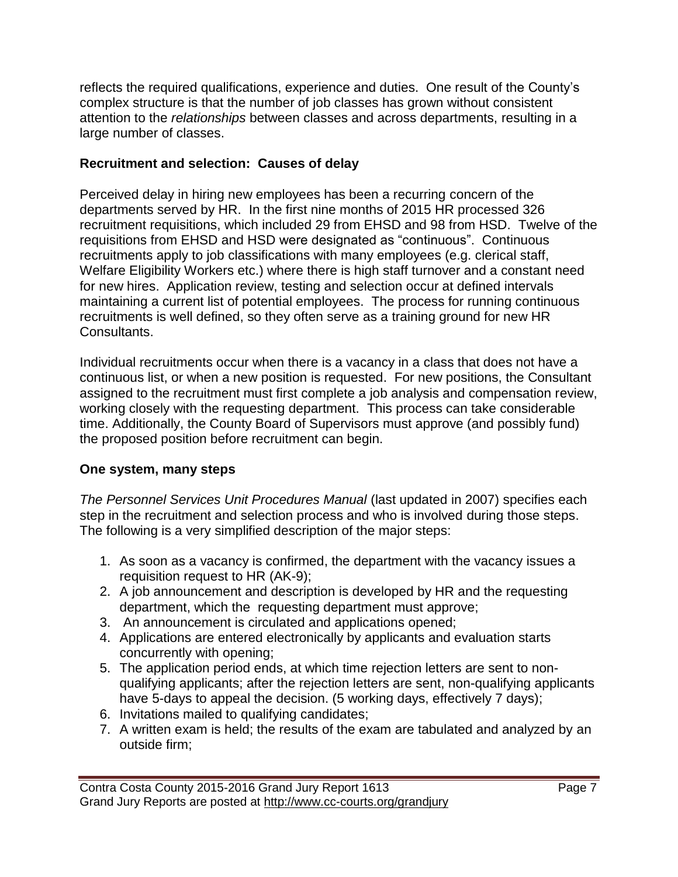reflects the required qualifications, experience and duties. One result of the County's complex structure is that the number of job classes has grown without consistent attention to the *relationships* between classes and across departments, resulting in a large number of classes.

**Recruitment and selection: Causes of delay**

Perceived delay in hiring new employees has been a recurring concern of the departments served by HR. In the first nine months of 2015 HR processed 326 recruitment requisitions, which included 29 from EHSD and 98 from HSD. Twelve of the requisitions from EHSD and HSD were designated as "continuous". Continuous recruitments apply to job classifications with many employees (e.g. clerical staff, Welfare Eligibility Workers etc.) where there is high staff turnover and a constant need for new hires. Application review, testing and selection occur at defined intervals maintaining a current list of potential employees. The process for running continuous recruitments is well defined, so they often serve as a training ground for new HR Consultants.

Individual recruitments occur when there is a vacancy in a class that does not have a continuous list, or when a new position is requested. For new positions, the Consultant assigned to the recruitment must first complete a job analysis and compensation review, working closely with the requesting department. This process can take considerable time. Additionally, the County Board of Supervisors must approve (and possibly fund) the proposed position before recruitment can begin.

**One system, many steps**

*The Personnel Services Unit Procedures Manual* (last updated in 2007) specifies each step in the recruitment and selection process and who is involved during those steps. The following is a very simplified description of the major steps:

1. As soon as a vacancy is confirmed, the department with the vacancy issues a requisition request to HR (AK-9);
2. A job announcement and description is developed by HR and the requesting department, which the requesting department must approve;
3. An announcement is circulated and applications opened;
4. Applications are entered electronically by applicants and evaluation starts concurrently with opening;
5. The application period ends, at which time rejection letters are sent to non-qualifying applicants; after the rejection letters are sent, non-qualifying applicants have 5-days to appeal the decision. (5 working days, effectively 7 days);
6. Invitations mailed to qualifying candidates;
7. A written exam is held; the results of the exam are tabulated and analyzed by an outside firm;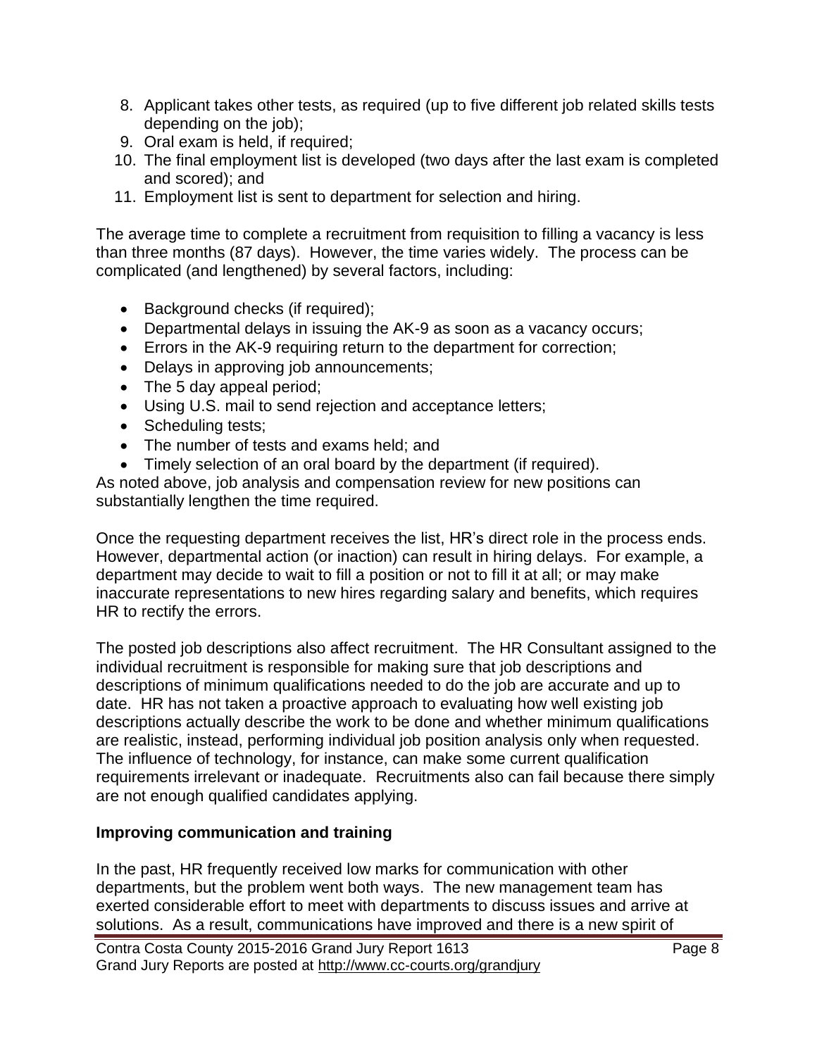8. Applicant takes other tests, as required (up to five different job related skills tests depending on the job);
9. Oral exam is held, if required;
10. The final employment list is developed (two days after the last exam is completed and scored); and
11. Employment list is sent to department for selection and hiring.

The average time to complete a recruitment from requisition to filling a vacancy is less than three months (87 days). However, the time varies widely. The process can be complicated (and lengthened) by several factors, including:

- Background checks (if required);
- Departmental delays in issuing the AK-9 as soon as a vacancy occurs;
- Errors in the AK-9 requiring return to the department for correction;
- Delays in approving job announcements;
- The 5 day appeal period;
- Using U.S. mail to send rejection and acceptance letters;
- Scheduling tests;
- The number of tests and exams held; and
- Timely selection of an oral board by the department (if required).

As noted above, job analysis and compensation review for new positions can substantially lengthen the time required.

Once the requesting department receives the list, HR's direct role in the process ends. However, departmental action (or inaction) can result in hiring delays. For example, a department may decide to wait to fill a position or not to fill it at all; or may make inaccurate representations to new hires regarding salary and benefits, which requires HR to rectify the errors.

The posted job descriptions also affect recruitment. The HR Consultant assigned to the individual recruitment is responsible for making sure that job descriptions and descriptions of minimum qualifications needed to do the job are accurate and up to date. HR has not taken a proactive approach to evaluating how well existing job descriptions actually describe the work to be done and whether minimum qualifications are realistic, instead, performing individual job position analysis only when requested. The influence of technology, for instance, can make some current qualification requirements irrelevant or inadequate. Recruitments also can fail because there simply are not enough qualified candidates applying.

**Improving communication and training**

In the past, HR frequently received low marks for communication with other departments, but the problem went both ways. The new management team has exerted considerable effort to meet with departments to discuss issues and arrive at solutions. As a result, communications have improved and there is a new spirit of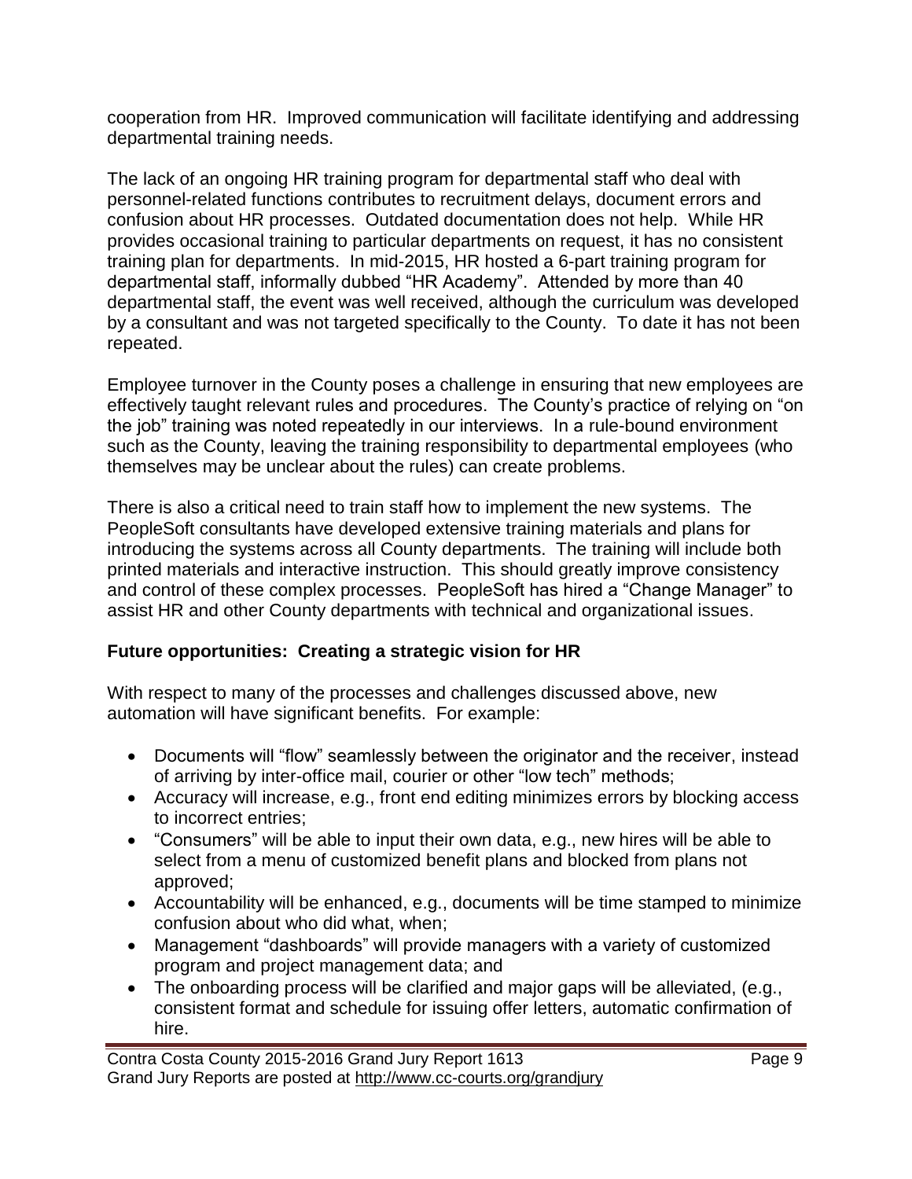cooperation from HR. Improved communication will facilitate identifying and addressing departmental training needs.

The lack of an ongoing HR training program for departmental staff who deal with personnel-related functions contributes to recruitment delays, document errors and confusion about HR processes. Outdated documentation does not help. While HR provides occasional training to particular departments on request, it has no consistent training plan for departments. In mid-2015, HR hosted a 6-part training program for departmental staff, informally dubbed "HR Academy". Attended by more than 40 departmental staff, the event was well received, although the curriculum was developed by a consultant and was not targeted specifically to the County. To date it has not been repeated.

Employee turnover in the County poses a challenge in ensuring that new employees are effectively taught relevant rules and procedures. The County's practice of relying on "on the job" training was noted repeatedly in our interviews. In a rule-bound environment such as the County, leaving the training responsibility to departmental employees (who themselves may be unclear about the rules) can create problems.

There is also a critical need to train staff how to implement the new systems. The PeopleSoft consultants have developed extensive training materials and plans for introducing the systems across all County departments. The training will include both printed materials and interactive instruction. This should greatly improve consistency and control of these complex processes. PeopleSoft has hired a "Change Manager" to assist HR and other County departments with technical and organizational issues.

**Future opportunities: Creating a strategic vision for HR**

With respect to many of the processes and challenges discussed above, new automation will have significant benefits. For example:

- Documents will "flow" seamlessly between the originator and the receiver, instead of arriving by inter-office mail, courier or other "low tech" methods;
- Accuracy will increase, e.g., front end editing minimizes errors by blocking access to incorrect entries;
- "Consumers" will be able to input their own data, e.g., new hires will be able to select from a menu of customized benefit plans and blocked from plans not approved;
- Accountability will be enhanced, e.g., documents will be time stamped to minimize confusion about who did what, when;
- Management "dashboards" will provide managers with a variety of customized program and project management data; and
- The onboarding process will be clarified and major gaps will be alleviated, (e.g., consistent format and schedule for issuing offer letters, automatic confirmation of hire.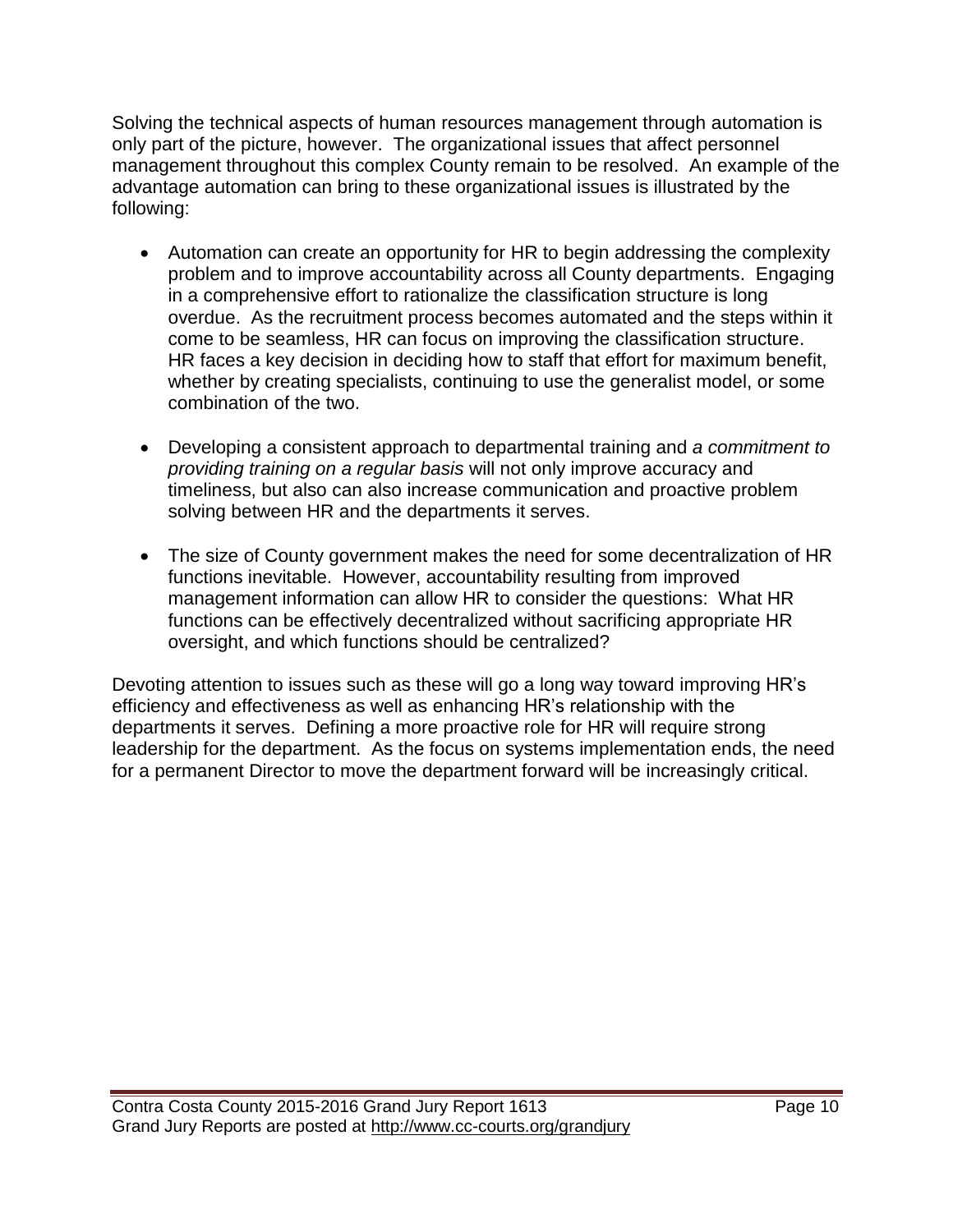Solving the technical aspects of human resources management through automation is only part of the picture, however. The organizational issues that affect personnel management throughout this complex County remain to be resolved. An example of the advantage automation can bring to these organizational issues is illustrated by the following:

- Automation can create an opportunity for HR to begin addressing the complexity problem and to improve accountability across all County departments. Engaging in a comprehensive effort to rationalize the classification structure is long overdue. As the recruitment process becomes automated and the steps within it come to be seamless, HR can focus on improving the classification structure. HR faces a key decision in deciding how to staff that effort for maximum benefit, whether by creating specialists, continuing to use the generalist model, or some combination of the two.

- Developing a consistent approach to departmental training and *a commitment to providing training on a regular basis* will not only improve accuracy and timeliness, but also can also increase communication and proactive problem solving between HR and the departments it serves.

- The size of County government makes the need for some decentralization of HR functions inevitable. However, accountability resulting from improved management information can allow HR to consider the questions: What HR functions can be effectively decentralized without sacrificing appropriate HR oversight, and which functions should be centralized?

Devoting attention to issues such as these will go a long way toward improving HR's efficiency and effectiveness as well as enhancing HR's relationship with the departments it serves. Defining a more proactive role for HR will require strong leadership for the department. As the focus on systems implementation ends, the need for a permanent Director to move the department forward will be increasingly critical.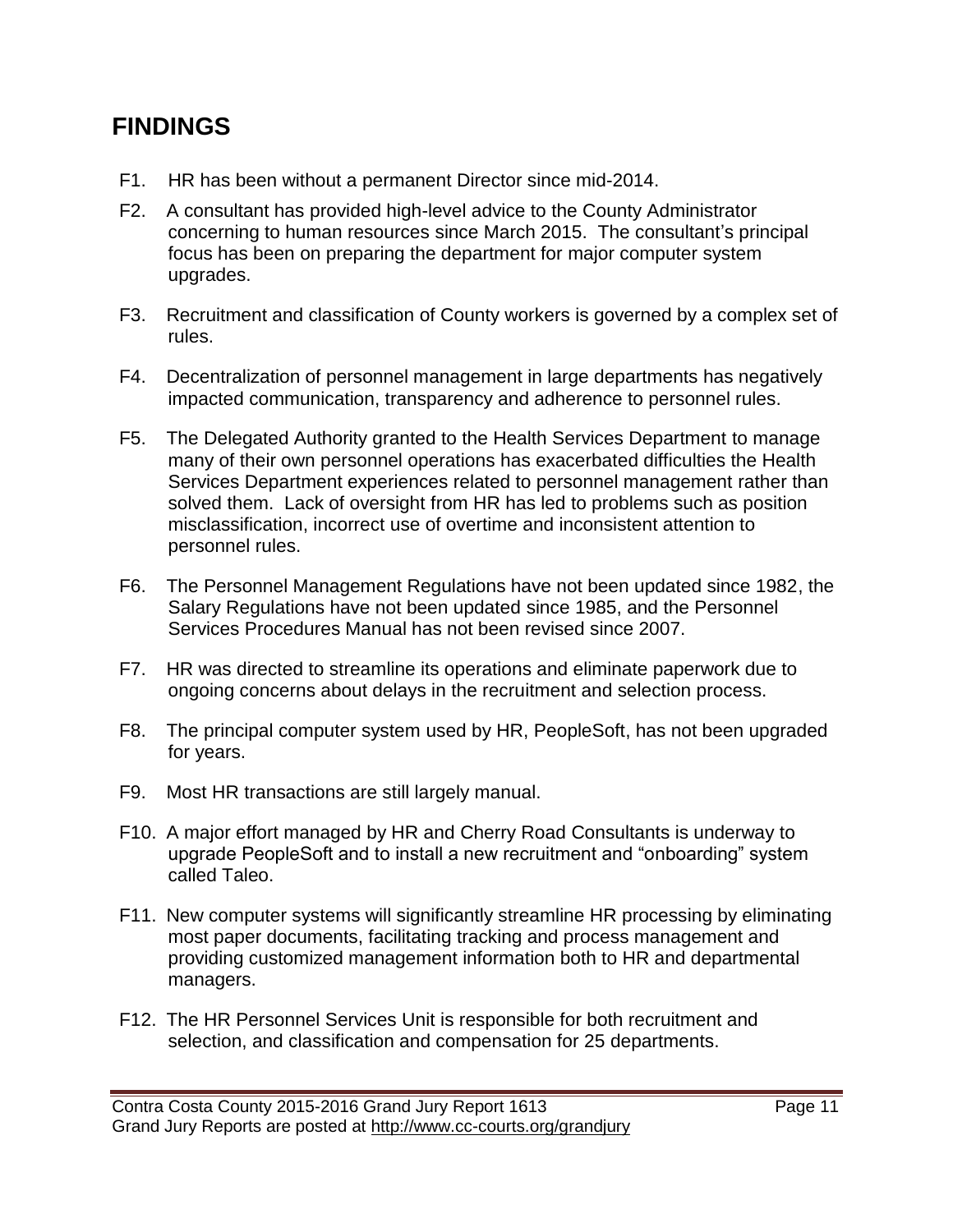## FINDINGS

F1. HR has been without a permanent Director since mid-2014.

F2. A consultant has provided high-level advice to the County Administrator concerning to human resources since March 2015. The consultant's principal focus has been on preparing the department for major computer system upgrades.

F3. Recruitment and classification of County workers is governed by a complex set of rules.

F4. Decentralization of personnel management in large departments has negatively impacted communication, transparency and adherence to personnel rules.

F5. The Delegated Authority granted to the Health Services Department to manage many of their own personnel operations has exacerbated difficulties the Health Services Department experiences related to personnel management rather than solved them. Lack of oversight from HR has led to problems such as position misclassification, incorrect use of overtime and inconsistent attention to personnel rules.

F6. The Personnel Management Regulations have not been updated since 1982, the Salary Regulations have not been updated since 1985, and the Personnel Services Procedures Manual has not been revised since 2007.

F7. HR was directed to streamline its operations and eliminate paperwork due to ongoing concerns about delays in the recruitment and selection process.

F8. The principal computer system used by HR, PeopleSoft, has not been upgraded for years.

F9. Most HR transactions are still largely manual.

F10. A major effort managed by HR and Cherry Road Consultants is underway to upgrade PeopleSoft and to install a new recruitment and "onboarding" system called Taleo.

F11. New computer systems will significantly streamline HR processing by eliminating most paper documents, facilitating tracking and process management and providing customized management information both to HR and departmental managers.

F12. The HR Personnel Services Unit is responsible for both recruitment and selection, and classification and compensation for 25 departments.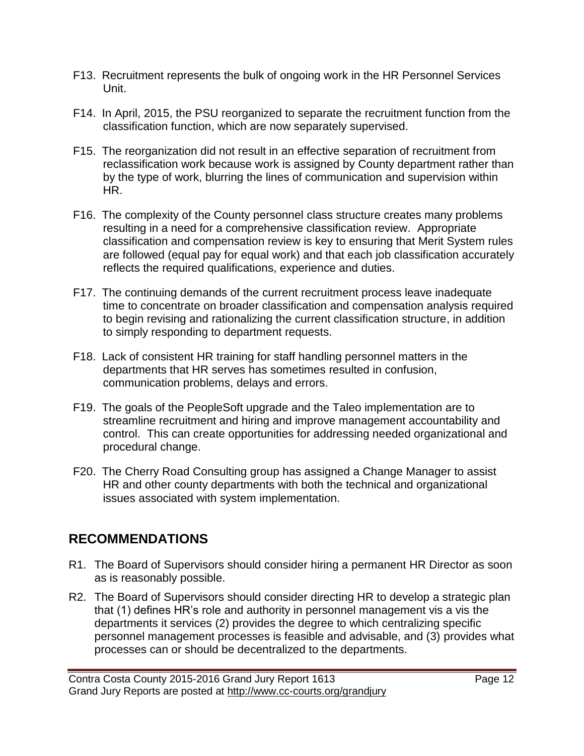F13. Recruitment represents the bulk of ongoing work in the HR Personnel Services Unit.

F14. In April, 2015, the PSU reorganized to separate the recruitment function from the classification function, which are now separately supervised.

F15. The reorganization did not result in an effective separation of recruitment from reclassification work because work is assigned by County department rather than by the type of work, blurring the lines of communication and supervision within HR.

F16. The complexity of the County personnel class structure creates many problems resulting in a need for a comprehensive classification review. Appropriate classification and compensation review is key to ensuring that Merit System rules are followed (equal pay for equal work) and that each job classification accurately reflects the required qualifications, experience and duties.

F17. The continuing demands of the current recruitment process leave inadequate time to concentrate on broader classification and compensation analysis required to begin revising and rationalizing the current classification structure, in addition to simply responding to department requests.

F18. Lack of consistent HR training for staff handling personnel matters in the departments that HR serves has sometimes resulted in confusion, communication problems, delays and errors.

F19. The goals of the PeopleSoft upgrade and the Taleo implementation are to streamline recruitment and hiring and improve management accountability and control. This can create opportunities for addressing needed organizational and procedural change.

F20. The Cherry Road Consulting group has assigned a Change Manager to assist HR and other county departments with both the technical and organizational issues associated with system implementation.

## RECOMMENDATIONS

R1. The Board of Supervisors should consider hiring a permanent HR Director as soon as is reasonably possible.

R2. The Board of Supervisors should consider directing HR to develop a strategic plan that (1) defines HR's role and authority in personnel management vis a vis the departments it services (2) provides the degree to which centralizing specific personnel management processes is feasible and advisable, and (3) provides what processes can or should be decentralized to the departments.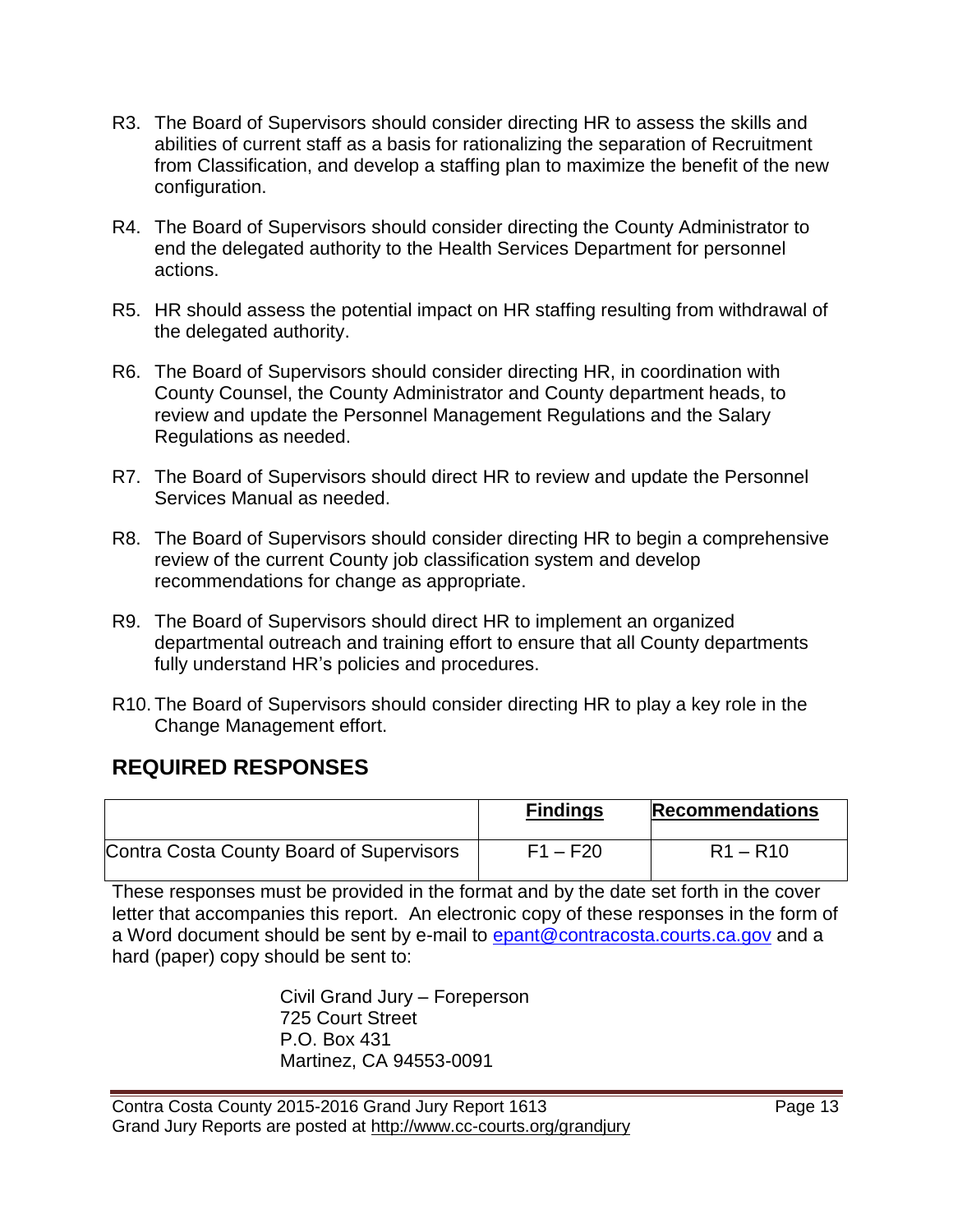R3. The Board of Supervisors should consider directing HR to assess the skills and abilities of current staff as a basis for rationalizing the separation of Recruitment from Classification, and develop a staffing plan to maximize the benefit of the new configuration.

R4. The Board of Supervisors should consider directing the County Administrator to end the delegated authority to the Health Services Department for personnel actions.

R5. HR should assess the potential impact on HR staffing resulting from withdrawal of the delegated authority.

R6. The Board of Supervisors should consider directing HR, in coordination with County Counsel, the County Administrator and County department heads, to review and update the Personnel Management Regulations and the Salary Regulations as needed.

R7. The Board of Supervisors should direct HR to review and update the Personnel Services Manual as needed.

R8. The Board of Supervisors should consider directing HR to begin a comprehensive review of the current County job classification system and develop recommendations for change as appropriate.

R9. The Board of Supervisors should direct HR to implement an organized departmental outreach and training effort to ensure that all County departments fully understand HR's policies and procedures.

R10. The Board of Supervisors should consider directing HR to play a key role in the Change Management effort.

## REQUIRED RESPONSES

| | Findings | Recommendations |
|---|---|---|
| Contra Costa County Board of Supervisors | F1 – F20 | R1 – R10 |

These responses must be provided in the format and by the date set forth in the cover letter that accompanies this report. An electronic copy of these responses in the form of a Word document should be sent by e-mail to epant@contracosta.courts.ca.gov and a hard (paper) copy should be sent to:

Civil Grand Jury – Foreperson
725 Court Street
P.O. Box 431
Martinez, CA 94553-0091